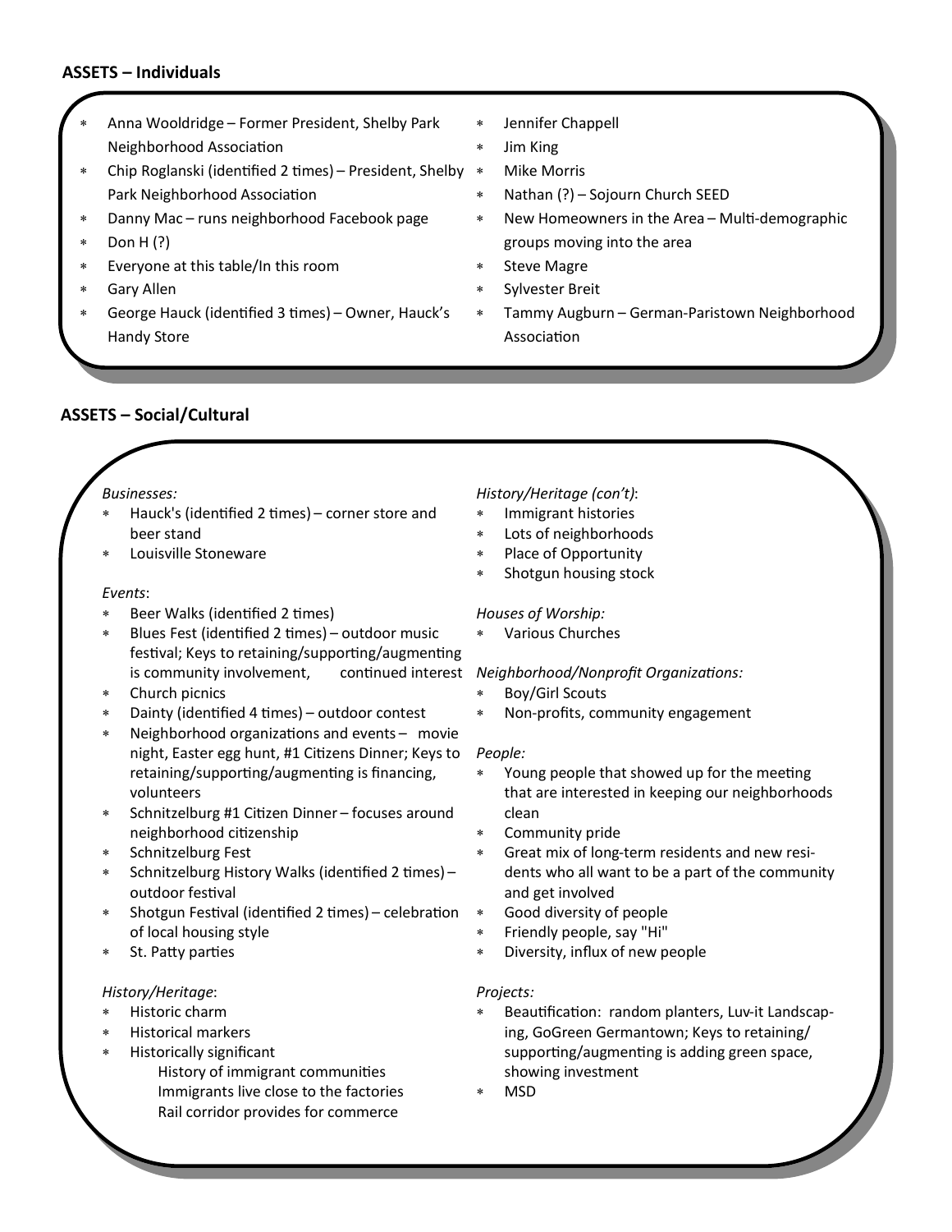**ASSETS – Individuals**

- Anna Wooldridge – Former President, Shelby Park Neighborhood Association
- Chip Roglanski (identified 2 times) – President, Shelby Park Neighborhood Association
- Danny Mac – runs neighborhood Facebook page
- Don H (?)
- Everyone at this table/In this room
- Gary Allen
- George Hauck (identified 3 times) – Owner, Hauck's Handy Store
- Jennifer Chappell
- Jim King
- Mike Morris
- Nathan (?) – Sojourn Church SEED
- New Homeowners in the Area – Multi-demographic groups moving into the area
- Steve Magre
- Sylvester Breit
- Tammy Augburn – German-Paristown Neighborhood Association

**ASSETS – Social/Cultural**

*Businesses:*

- Hauck's (identified 2 times) – corner store and beer stand
- Louisville Stoneware

*Events*:

- Beer Walks (identified 2 times)
- Blues Fest (identified 2 times) – outdoor music festival; Keys to retaining/supporting/augmenting is community involvement, continued interest
- Church picnics
- Dainty (identified 4 times) – outdoor contest
- Neighborhood organizations and events – movie night, Easter egg hunt, #1 Citizens Dinner; Keys to retaining/supporting/augmenting is financing, volunteers
- Schnitzelburg #1 Citizen Dinner – focuses around neighborhood citizenship
- Schnitzelburg Fest
- Schnitzelburg History Walks (identified 2 times) – outdoor festival
- Shotgun Festival (identified 2 times) – celebration of local housing style
- St. Patty parties

*History/Heritage*:

- Historic charm
- Historical markers
- Historically significant
  - History of immigrant communities
  - Immigrants live close to the factories
  - Rail corridor provides for commerce

*History/Heritage (con't)*:

- Immigrant histories
- Lots of neighborhoods
- Place of Opportunity
- Shotgun housing stock

*Houses of Worship:*

- Various Churches

*Neighborhood/Nonprofit Organizations:*

- Boy/Girl Scouts
- Non-profits, community engagement

*People:*

- Young people that showed up for the meeting that are interested in keeping our neighborhoods clean
- Community pride
- Great mix of long-term residents and new residents who all want to be a part of the community and get involved
- Good diversity of people
- Friendly people, say "Hi"
- Diversity, influx of new people

*Projects:*

- Beautification: random planters, Luv-it Landscaping, GoGreen Germantown; Keys to retaining/supporting/augmenting is adding green space, showing investment
- MSD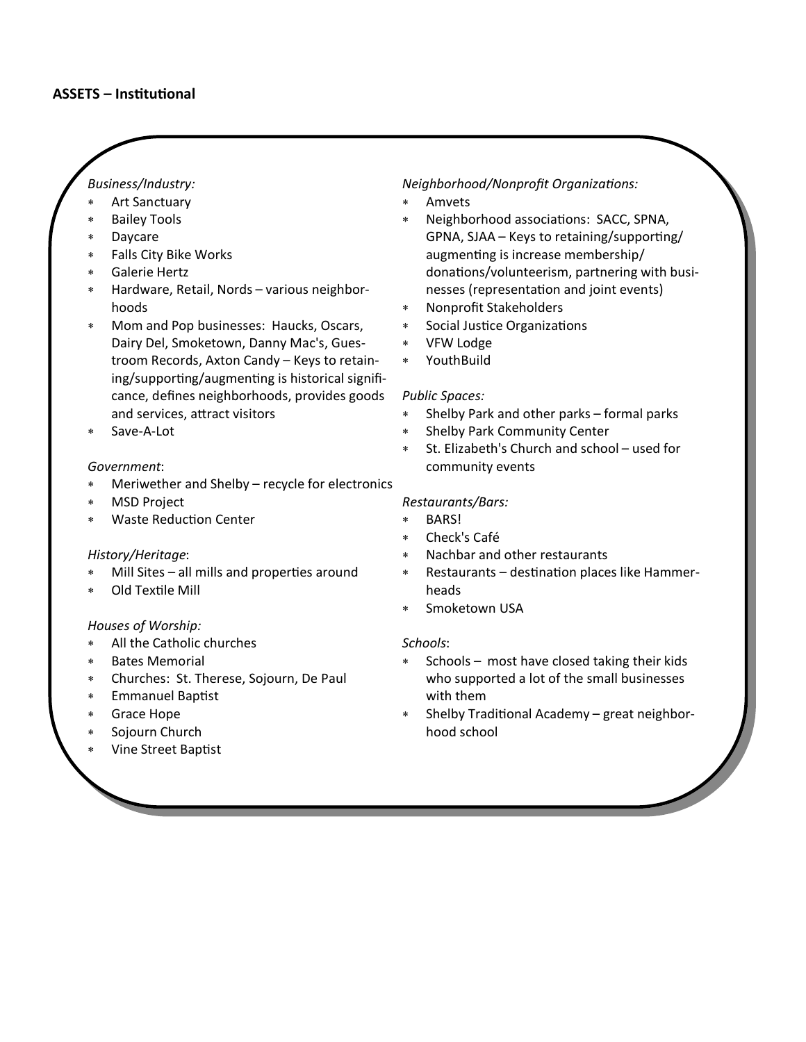**ASSETS – Institutional**

*Business/Industry:*

- Art Sanctuary
- Bailey Tools
- Daycare
- Falls City Bike Works
- Galerie Hertz
- Hardware, Retail, Nords – various neighborhoods
- Mom and Pop businesses: Haucks, Oscars, Dairy Del, Smoketown, Danny Mac's, Guestroom Records, Axton Candy – Keys to retaining/supporting/augmenting is historical significance, defines neighborhoods, provides goods and services, attract visitors
- Save-A-Lot

*Government*:

- Meriwether and Shelby – recycle for electronics
- MSD Project
- Waste Reduction Center

*History/Heritage*:

- Mill Sites – all mills and properties around
- Old Textile Mill

*Houses of Worship:*

- All the Catholic churches
- Bates Memorial
- Churches: St. Therese, Sojourn, De Paul
- Emmanuel Baptist
- Grace Hope
- Sojourn Church
- Vine Street Baptist

*Neighborhood/Nonprofit Organizations:*

- Amvets
- Neighborhood associations: SACC, SPNA, GPNA, SJAA – Keys to retaining/supporting/augmenting is increase membership/donations/volunteerism, partnering with businesses (representation and joint events)
- Nonprofit Stakeholders
- Social Justice Organizations
- VFW Lodge
- YouthBuild

*Public Spaces:*

- Shelby Park and other parks – formal parks
- Shelby Park Community Center
- St. Elizabeth's Church and school – used for community events

*Restaurants/Bars:*

- BARS!
- Check's Café
- Nachbar and other restaurants
- Restaurants – destination places like Hammerheads
- Smoketown USA

*Schools*:

- Schools – most have closed taking their kids who supported a lot of the small businesses with them
- Shelby Traditional Academy – great neighborhood school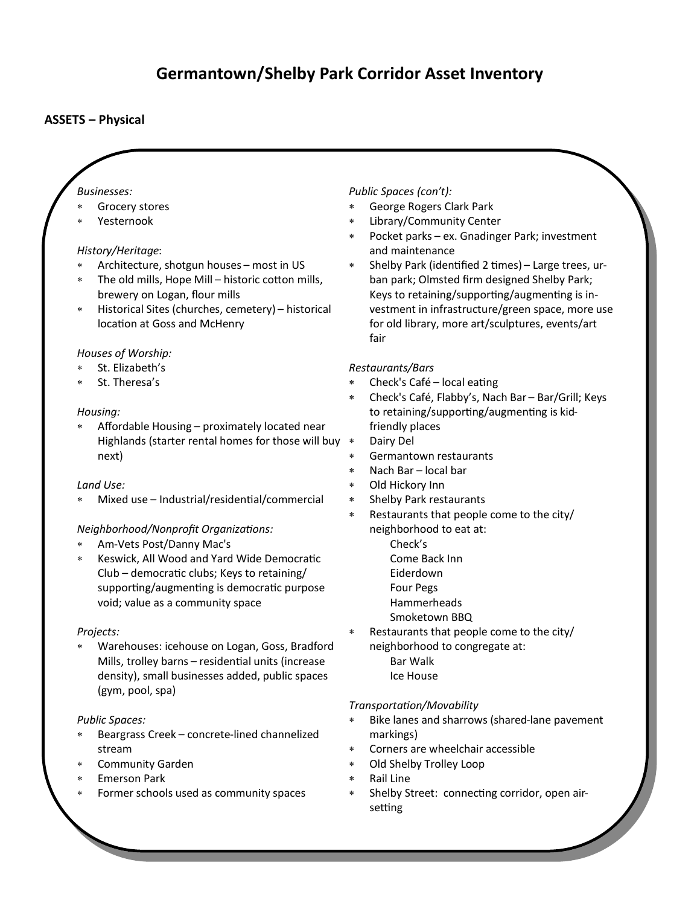# Germantown/Shelby Park Corridor Asset Inventory

## ASSETS – Physical

*Businesses:*

- Grocery stores
- Yesternook

*History/Heritage*:

- Architecture, shotgun houses – most in US
- The old mills, Hope Mill – historic cotton mills, brewery on Logan, flour mills
- Historical Sites (churches, cemetery) – historical location at Goss and McHenry

*Houses of Worship:*

- St. Elizabeth's
- St. Theresa's

*Housing:*

- Affordable Housing – proximately located near Highlands (starter rental homes for those will buy next)

*Land Use:*

- Mixed use – Industrial/residential/commercial

*Neighborhood/Nonprofit Organizations:*

- Am-Vets Post/Danny Mac's
- Keswick, All Wood and Yard Wide Democratic Club – democratic clubs; Keys to retaining/supporting/augmenting is democratic purpose void; value as a community space

*Projects:*

- Warehouses: icehouse on Logan, Goss, Bradford Mills, trolley barns – residential units (increase density), small businesses added, public spaces (gym, pool, spa)

*Public Spaces:*

- Beargrass Creek – concrete-lined channelized stream
- Community Garden
- Emerson Park
- Former schools used as community spaces

*Public Spaces (con't):*

- George Rogers Clark Park
- Library/Community Center
- Pocket parks – ex. Gnadinger Park; investment and maintenance
- Shelby Park (identified 2 times) – Large trees, urban park; Olmsted firm designed Shelby Park; Keys to retaining/supporting/augmenting is investment in infrastructure/green space, more use for old library, more art/sculptures, events/art fair

*Restaurants/Bars*

- Check's Café – local eating
- Check's Café, Flabby's, Nach Bar – Bar/Grill; Keys to retaining/supporting/augmenting is kid-friendly places
- Dairy Del
- Germantown restaurants
- Nach Bar – local bar
- Old Hickory Inn
- Shelby Park restaurants
- Restaurants that people come to the city/neighborhood to eat at:
  - Check's
  - Come Back Inn
  - Eiderdown
  - Four Pegs
  - Hammerheads
  - Smoketown BBQ
- Restaurants that people come to the city/neighborhood to congregate at:
  - Bar Walk
  - Ice House

*Transportation/Movability*

- Bike lanes and sharrows (shared-lane pavement markings)
- Corners are wheelchair accessible
- Old Shelby Trolley Loop
- Rail Line
- Shelby Street: connecting corridor, open air-setting